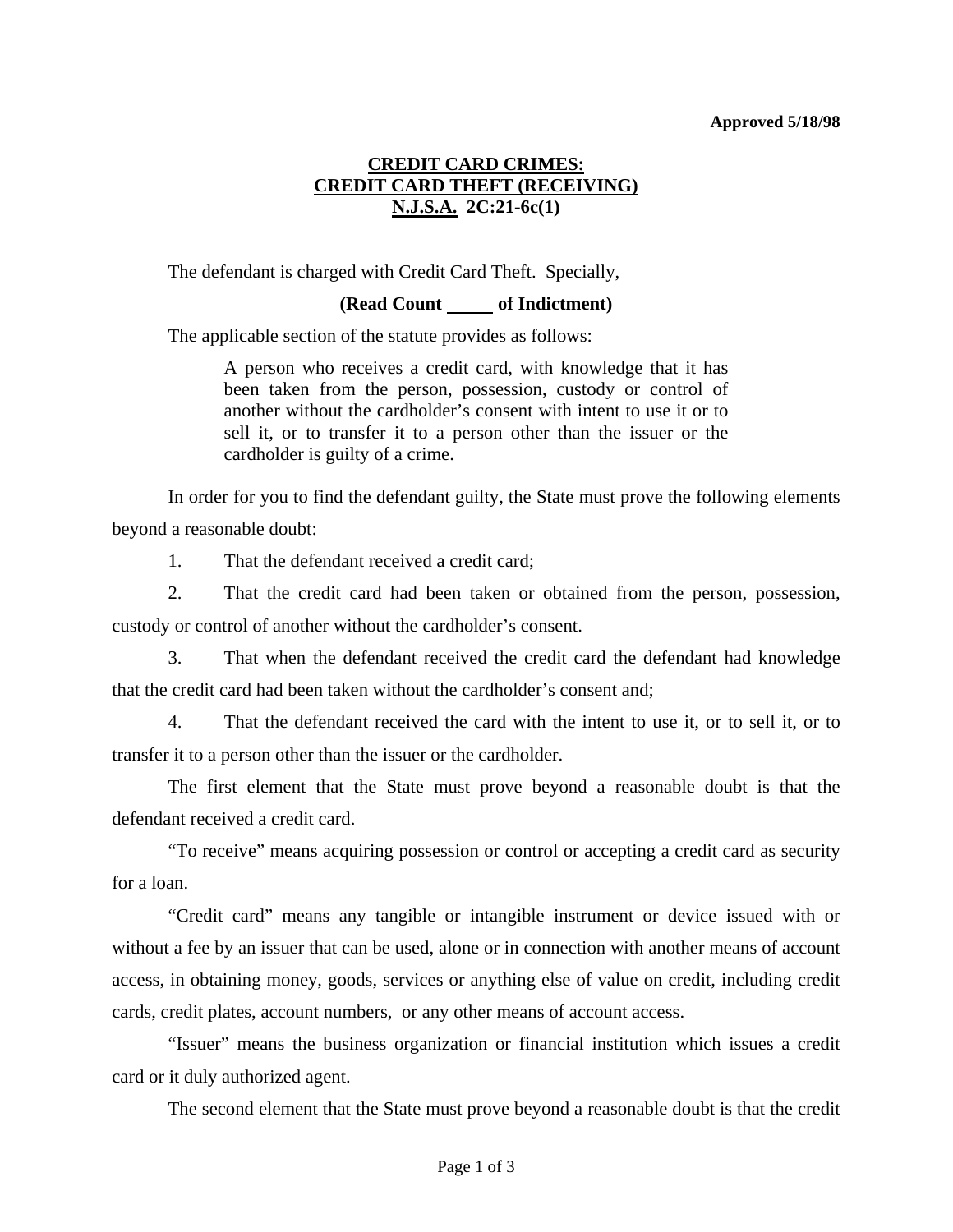**Approved 5/18/98**

# CREDIT CARD CRIMES: CREDIT CARD THEFT (RECEIVING) N.J.S.A. 2C:21-6c(1)

The defendant is charged with Credit Card Theft. Specially,

**(Read Count _____ of Indictment)**

The applicable section of the statute provides as follows:

> A person who receives a credit card, with knowledge that it has been taken from the person, possession, custody or control of another without the cardholder's consent with intent to use it or to sell it, or to transfer it to a person other than the issuer or the cardholder is guilty of a crime.

In order for you to find the defendant guilty, the State must prove the following elements beyond a reasonable doubt:

1. That the defendant received a credit card;
2. That the credit card had been taken or obtained from the person, possession, custody or control of another without the cardholder's consent.
3. That when the defendant received the credit card the defendant had knowledge that the credit card had been taken without the cardholder's consent and;
4. That the defendant received the card with the intent to use it, or to sell it, or to transfer it to a person other than the issuer or the cardholder.

The first element that the State must prove beyond a reasonable doubt is that the defendant received a credit card.

"To receive" means acquiring possession or control or accepting a credit card as security for a loan.

"Credit card" means any tangible or intangible instrument or device issued with or without a fee by an issuer that can be used, alone or in connection with another means of account access, in obtaining money, goods, services or anything else of value on credit, including credit cards, credit plates, account numbers, or any other means of account access.

"Issuer" means the business organization or financial institution which issues a credit card or it duly authorized agent.

The second element that the State must prove beyond a reasonable doubt is that the credit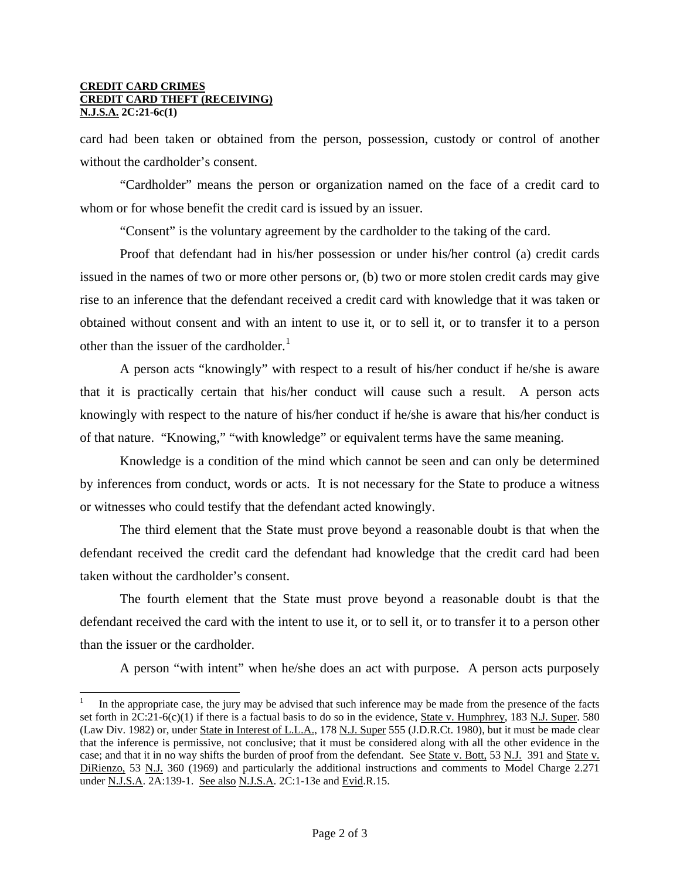card had been taken or obtained from the person, possession, custody or control of another without the cardholder's consent.

"Cardholder" means the person or organization named on the face of a credit card to whom or for whose benefit the credit card is issued by an issuer.

"Consent" is the voluntary agreement by the cardholder to the taking of the card.

Proof that defendant had in his/her possession or under his/her control (a) credit cards issued in the names of two or more other persons or, (b) two or more stolen credit cards may give rise to an inference that the defendant received a credit card with knowledge that it was taken or obtained without consent and with an intent to use it, or to sell it, or to transfer it to a person other than the issuer of the cardholder.[1]

A person acts "knowingly" with respect to a result of his/her conduct if he/she is aware that it is practically certain that his/her conduct will cause such a result. A person acts knowingly with respect to the nature of his/her conduct if he/she is aware that his/her conduct is of that nature. "Knowing," "with knowledge" or equivalent terms have the same meaning.

Knowledge is a condition of the mind which cannot be seen and can only be determined by inferences from conduct, words or acts. It is not necessary for the State to produce a witness or witnesses who could testify that the defendant acted knowingly.

The third element that the State must prove beyond a reasonable doubt is that when the defendant received the credit card the defendant had knowledge that the credit card had been taken without the cardholder's consent.

The fourth element that the State must prove beyond a reasonable doubt is that the defendant received the card with the intent to use it, or to sell it, or to transfer it to a person other than the issuer or the cardholder.

A person "with intent" when he/she does an act with purpose. A person acts purposely

---

[1] In the appropriate case, the jury may be advised that such inference may be made from the presence of the facts set forth in 2C:21-6(c)(1) if there is a factual basis to do so in the evidence, State v. Humphrey, 183 N.J. Super. 580 (Law Div. 1982) or, under State in Interest of L.L.A., 178 N.J. Super 555 (J.D.R.Ct. 1980), but it must be made clear that the inference is permissive, not conclusive; that it must be considered along with all the other evidence in the case; and that it in no way shifts the burden of proof from the defendant. See State v. Bott, 53 N.J. 391 and State v. DiRienzo, 53 N.J. 360 (1969) and particularly the additional instructions and comments to Model Charge 2.271 under N.J.S.A. 2A:139-1. See also N.J.S.A. 2C:1-13e and Evid.R.15.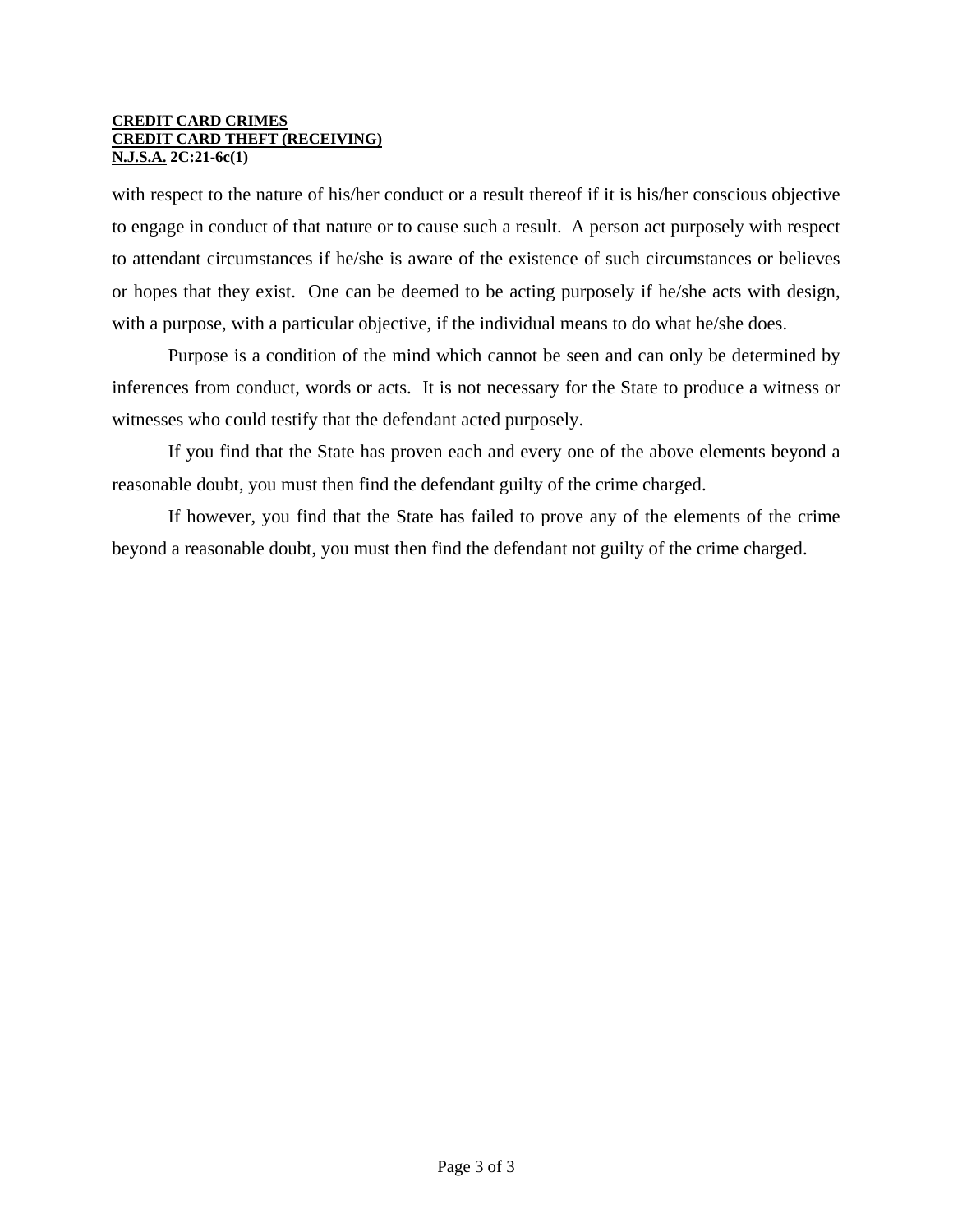with respect to the nature of his/her conduct or a result thereof if it is his/her conscious objective to engage in conduct of that nature or to cause such a result. A person act purposely with respect to attendant circumstances if he/she is aware of the existence of such circumstances or believes or hopes that they exist. One can be deemed to be acting purposely if he/she acts with design, with a purpose, with a particular objective, if the individual means to do what he/she does.

Purpose is a condition of the mind which cannot be seen and can only be determined by inferences from conduct, words or acts. It is not necessary for the State to produce a witness or witnesses who could testify that the defendant acted purposely.

If you find that the State has proven each and every one of the above elements beyond a reasonable doubt, you must then find the defendant guilty of the crime charged.

If however, you find that the State has failed to prove any of the elements of the crime beyond a reasonable doubt, you must then find the defendant not guilty of the crime charged.